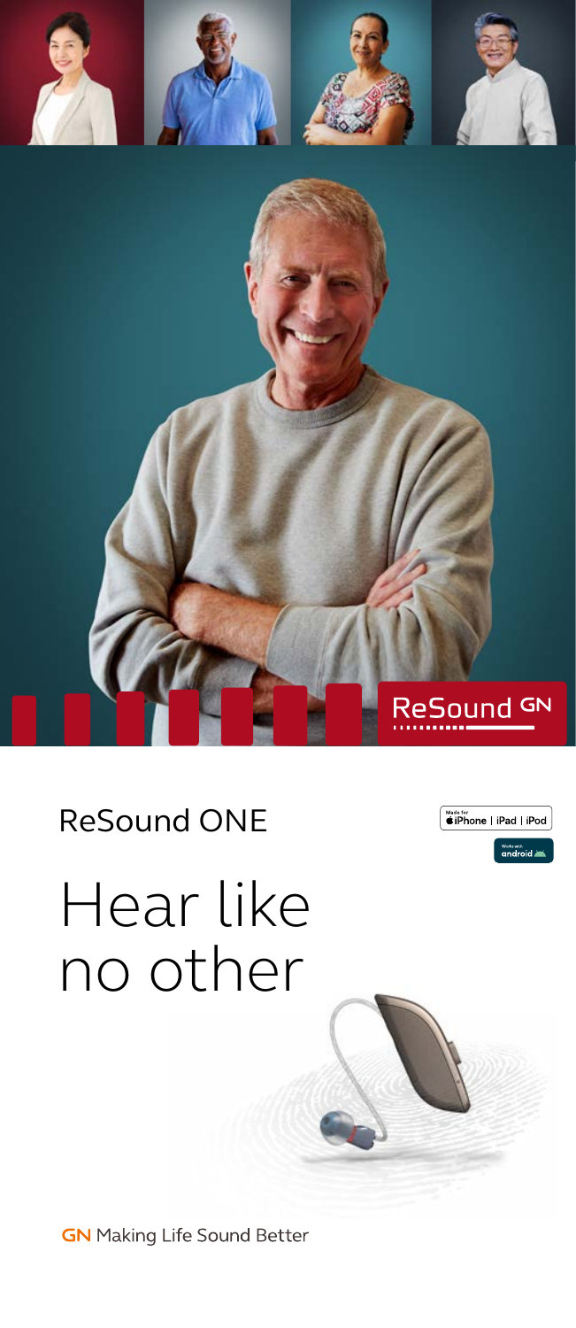ReSound GN

# ReSound ONE

Made for iPhone | iPad | iPod

Works with android

# Hear like no other

GN Making Life Sound Better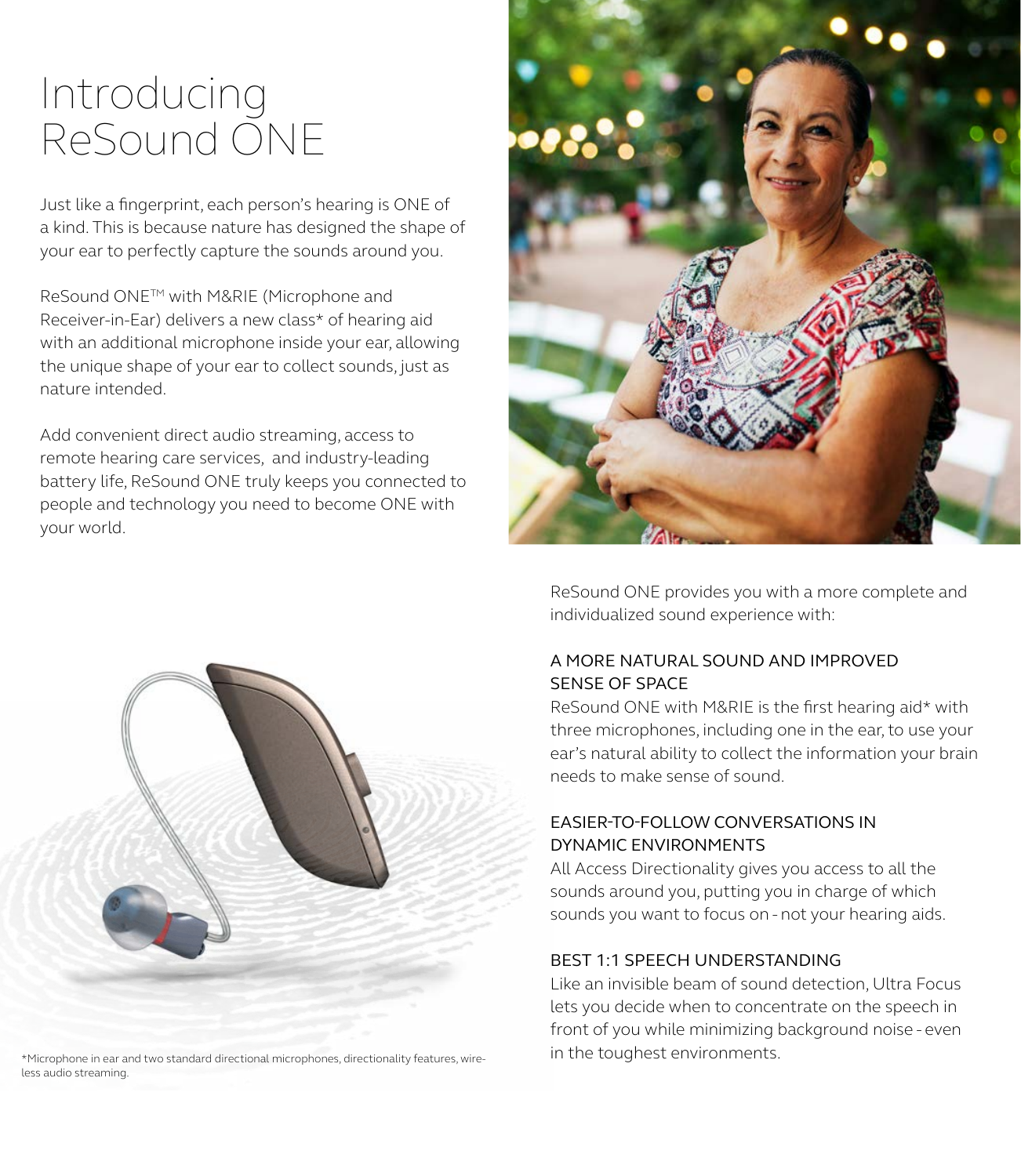# Introducing ReSound ONE

Just like a fingerprint, each person's hearing is ONE of a kind. This is because nature has designed the shape of your ear to perfectly capture the sounds around you.

ReSound ONE™ with M&RIE (Microphone and Receiver-in-Ear) delivers a new class* of hearing aid with an additional microphone inside your ear, allowing the unique shape of your ear to collect sounds, just as nature intended.

Add convenient direct audio streaming, access to remote hearing care services, and industry-leading battery life, ReSound ONE truly keeps you connected to people and technology you need to become ONE with your world.

ReSound ONE provides you with a more complete and individualized sound experience with:

### A MORE NATURAL SOUND AND IMPROVED SENSE OF SPACE

ReSound ONE with M&RIE is the first hearing aid* with three microphones, including one in the ear, to use your ear's natural ability to collect the information your brain needs to make sense of sound.

### EASIER-TO-FOLLOW CONVERSATIONS IN DYNAMIC ENVIRONMENTS

All Access Directionality gives you access to all the sounds around you, putting you in charge of which sounds you want to focus on - not your hearing aids.

### BEST 1:1 SPEECH UNDERSTANDING

Like an invisible beam of sound detection, Ultra Focus lets you decide when to concentrate on the speech in front of you while minimizing background noise - even in the toughest environments.

*Microphone in ear and two standard directional microphones, directionality features, wireless audio streaming.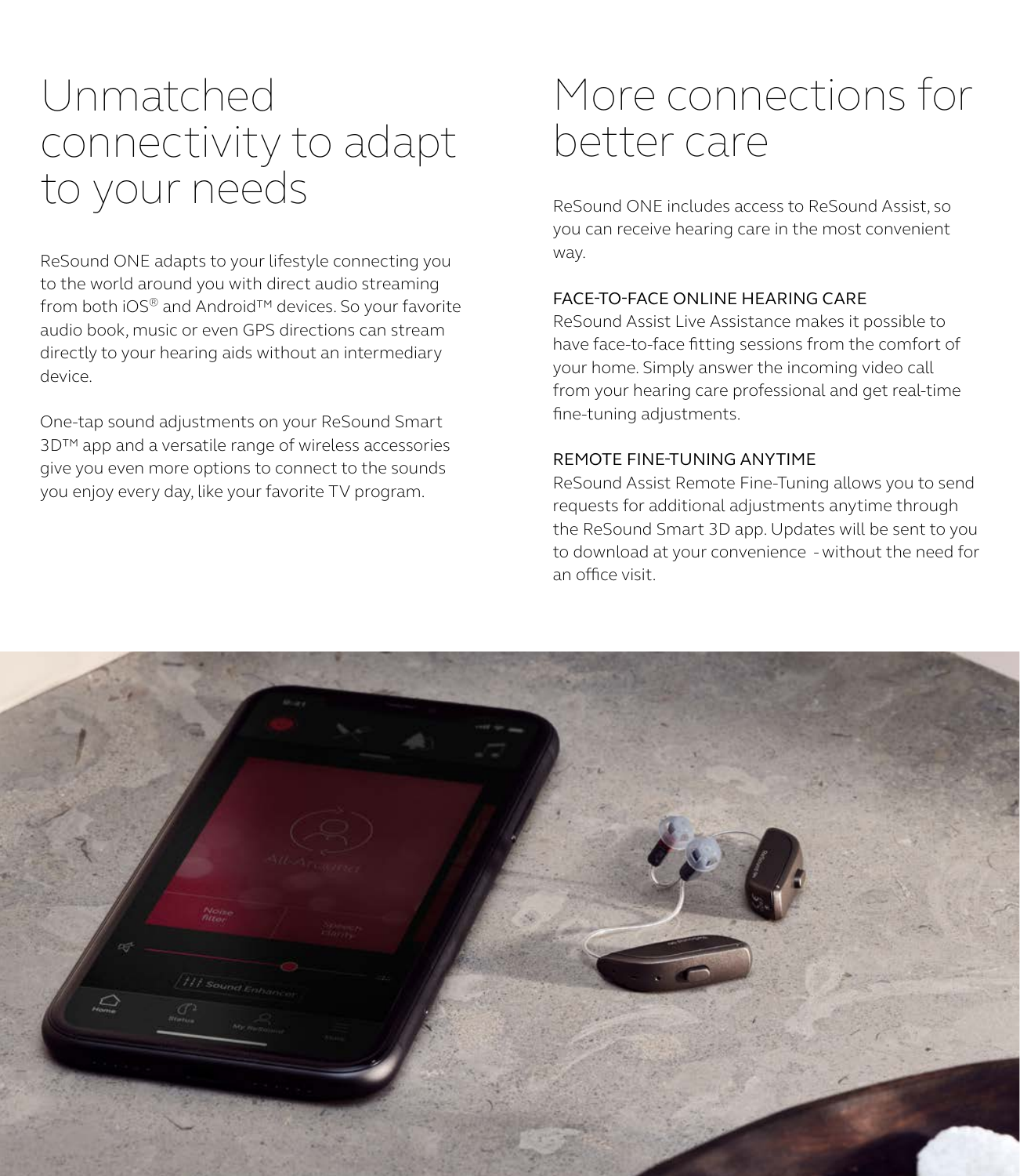# Unmatched connectivity to adapt to your needs

ReSound ONE adapts to your lifestyle connecting you to the world around you with direct audio streaming from both iOS® and Android™ devices. So your favorite audio book, music or even GPS directions can stream directly to your hearing aids without an intermediary device.

One-tap sound adjustments on your ReSound Smart 3D™ app and a versatile range of wireless accessories give you even more options to connect to the sounds you enjoy every day, like your favorite TV program.

# More connections for better care

ReSound ONE includes access to ReSound Assist, so you can receive hearing care in the most convenient way.

### FACE-TO-FACE ONLINE HEARING CARE

ReSound Assist Live Assistance makes it possible to have face-to-face fitting sessions from the comfort of your home. Simply answer the incoming video call from your hearing care professional and get real-time fine-tuning adjustments.

### REMOTE FINE-TUNING ANYTIME

ReSound Assist Remote Fine-Tuning allows you to send requests for additional adjustments anytime through the ReSound Smart 3D app. Updates will be sent to you to download at your convenience - without the need for an office visit.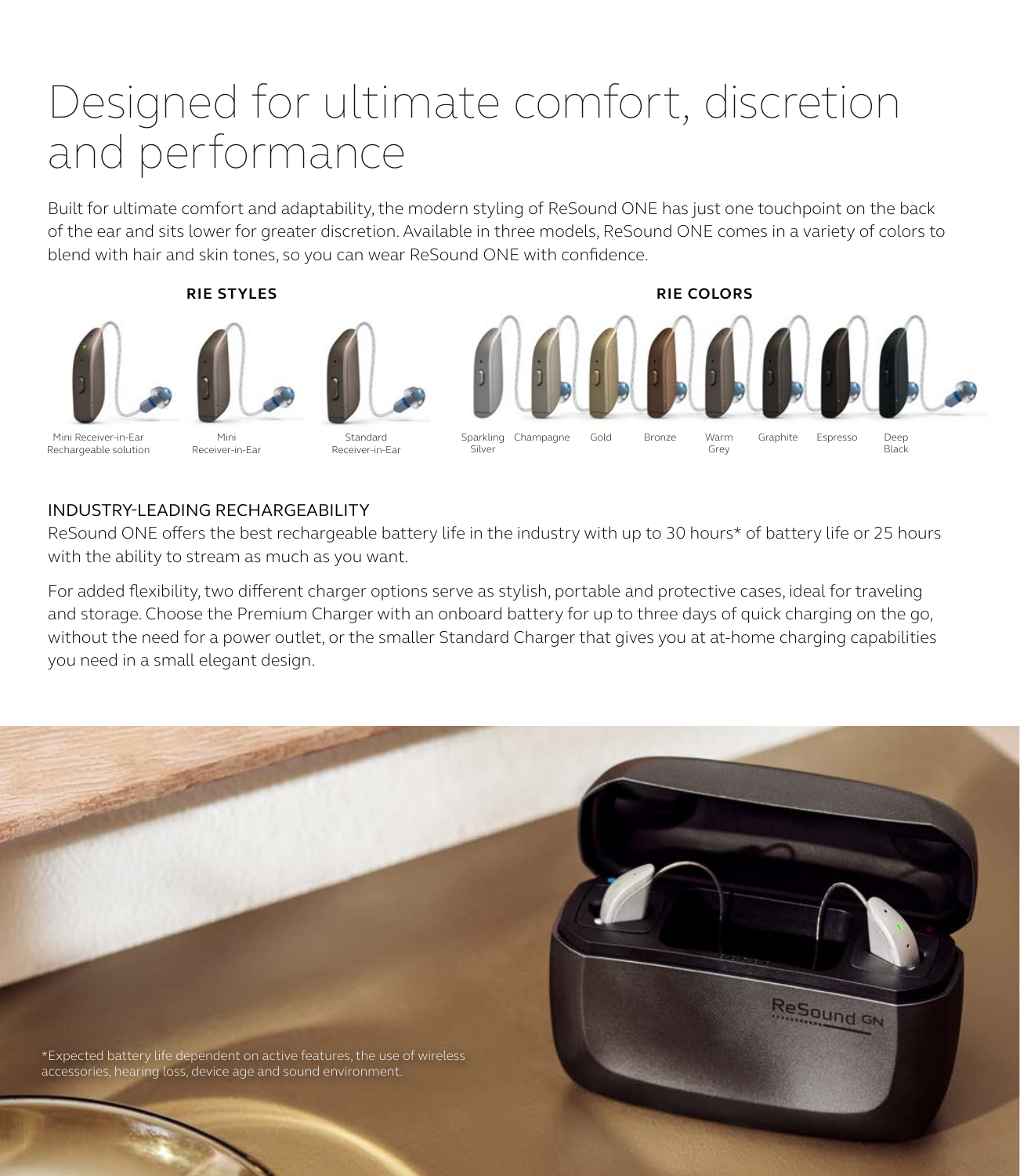# Designed for ultimate comfort, discretion and performance

Built for ultimate comfort and adaptability, the modern styling of ReSound ONE has just one touchpoint on the back of the ear and sits lower for greater discretion. Available in three models, ReSound ONE comes in a variety of colors to blend with hair and skin tones, so you can wear ReSound ONE with confidence.

**RIE STYLES**

Mini Receiver-in-Ear Rechargeable solution

Mini Receiver-in-Ear

Standard Receiver-in-Ear

**RIE COLORS**

Sparkling Silver

Champagne

Gold

Bronze

Warm Grey

Graphite

Espresso

Deep Black

## INDUSTRY-LEADING RECHARGEABILITY

ReSound ONE offers the best rechargeable battery life in the industry with up to 30 hours* of battery life or 25 hours with the ability to stream as much as you want.

For added flexibility, two different charger options serve as stylish, portable and protective cases, ideal for traveling and storage. Choose the Premium Charger with an onboard battery for up to three days of quick charging on the go, without the need for a power outlet, or the smaller Standard Charger that gives you at at-home charging capabilities you need in a small elegant design.

*Expected battery life dependent on active features, the use of wireless accessories, hearing loss, device age and sound environment.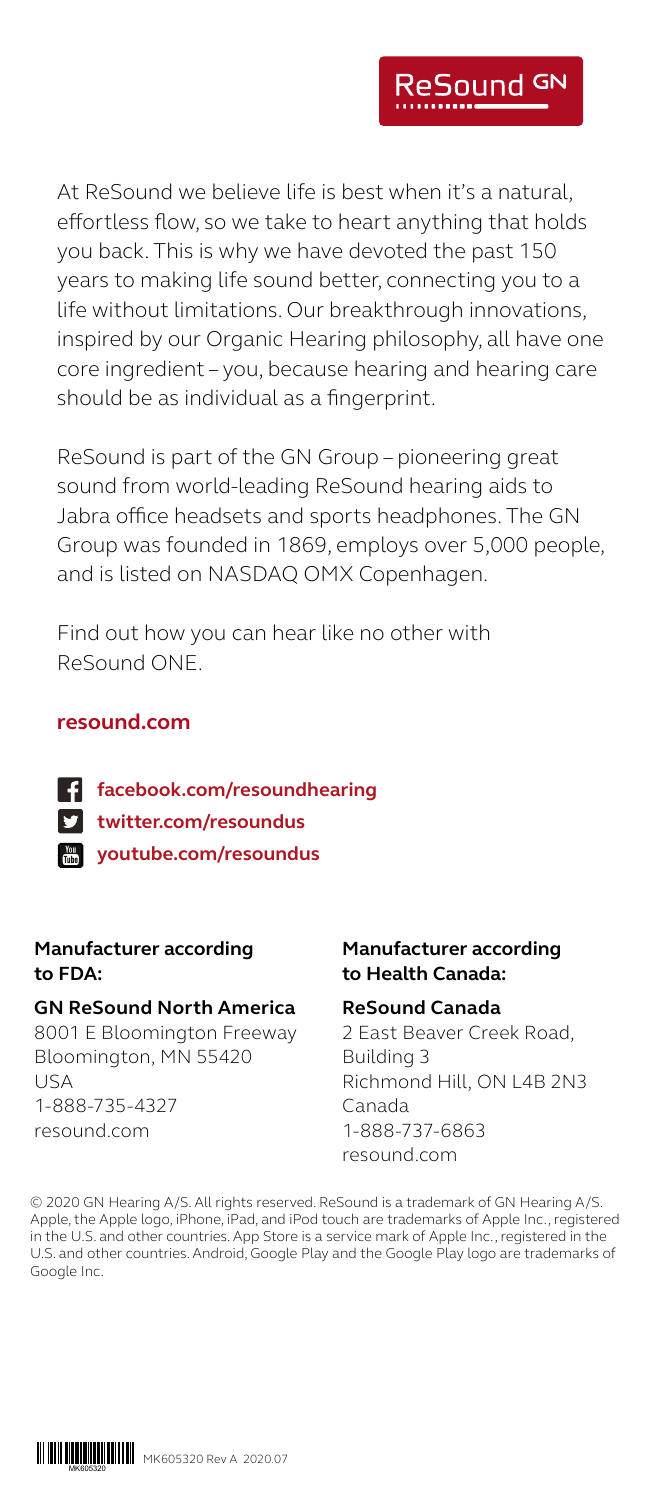ReSound GN

At ReSound we believe life is best when it's a natural, effortless flow, so we take to heart anything that holds you back. This is why we have devoted the past 150 years to making life sound better, connecting you to a life without limitations. Our breakthrough innovations, inspired by our Organic Hearing philosophy, all have one core ingredient – you, because hearing and hearing care should be as individual as a fingerprint.

ReSound is part of the GN Group – pioneering great sound from world-leading ReSound hearing aids to Jabra office headsets and sports headphones. The GN Group was founded in 1869, employs over 5,000 people, and is listed on NASDAQ OMX Copenhagen.

Find out how you can hear like no other with ReSound ONE.

**resound.com**

**facebook.com/resoundhearing**
**twitter.com/resoundus**
**youtube.com/resoundus**

**Manufacturer according to FDA:**

**GN ReSound North America**
8001 E Bloomington Freeway
Bloomington, MN 55420
USA
1-888-735-4327
resound.com

**Manufacturer according to Health Canada:**

**ReSound Canada**
2 East Beaver Creek Road,
Building 3
Richmond Hill, ON L4B 2N3
Canada
1-888-737-6863
resound.com

© 2020 GN Hearing A/S. All rights reserved. ReSound is a trademark of GN Hearing A/S. Apple, the Apple logo, iPhone, iPad, and iPod touch are trademarks of Apple Inc., registered in the U.S. and other countries. App Store is a service mark of Apple Inc., registered in the U.S. and other countries. Android, Google Play and the Google Play logo are trademarks of Google Inc.

MK605320 Rev A 2020.07